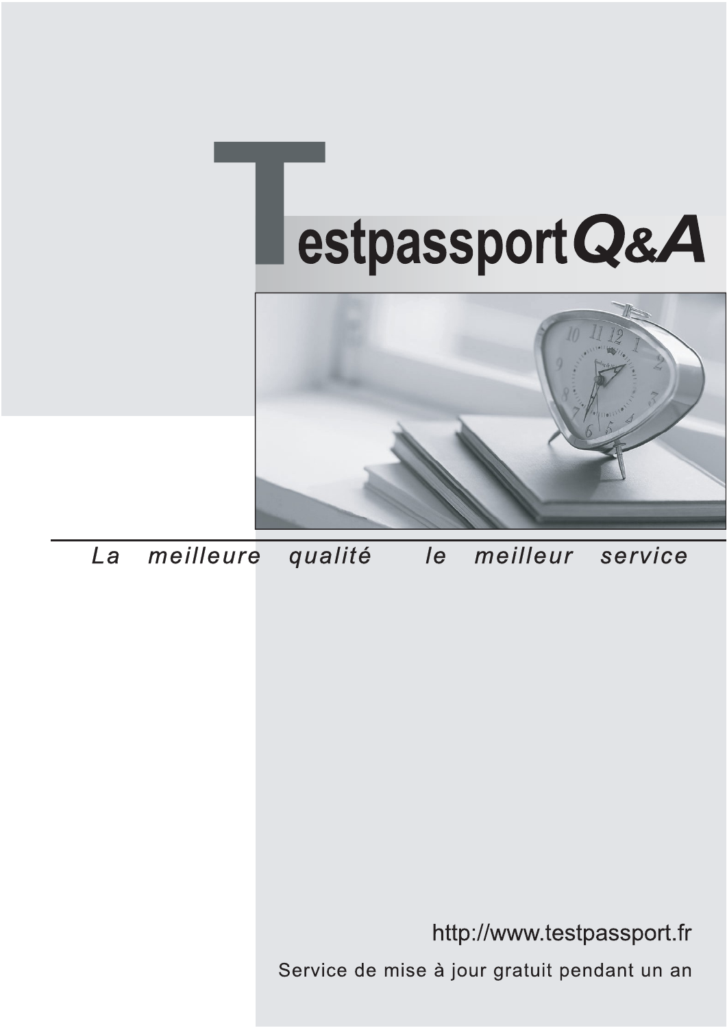# TestpassportQ&A

*La meilleure qualité le meilleur service*

http://www.testpassport.fr

Service de mise à jour gratuit pendant un an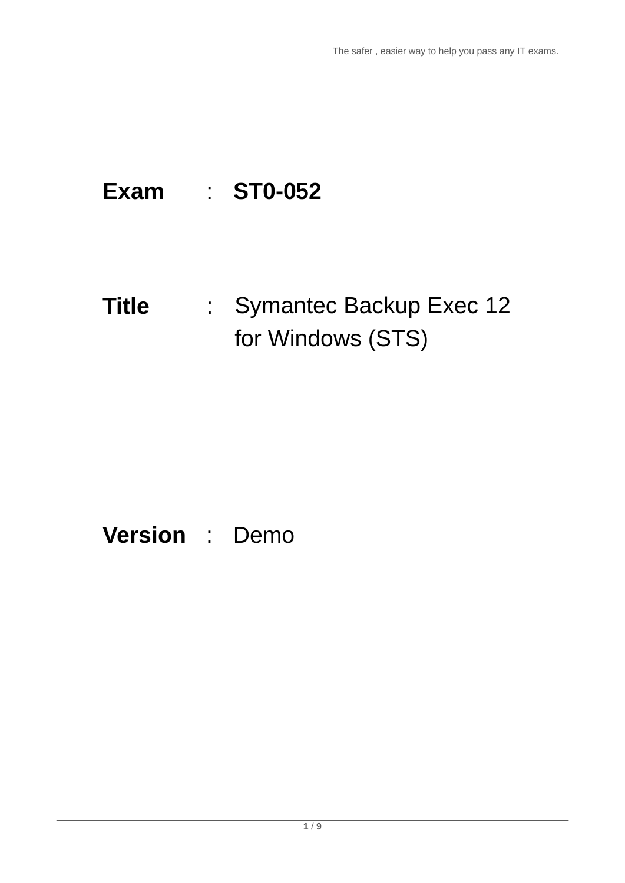**Exam** : **ST0-052**

**Title** : Symantec Backup Exec 12 for Windows (STS)

**Version** : Demo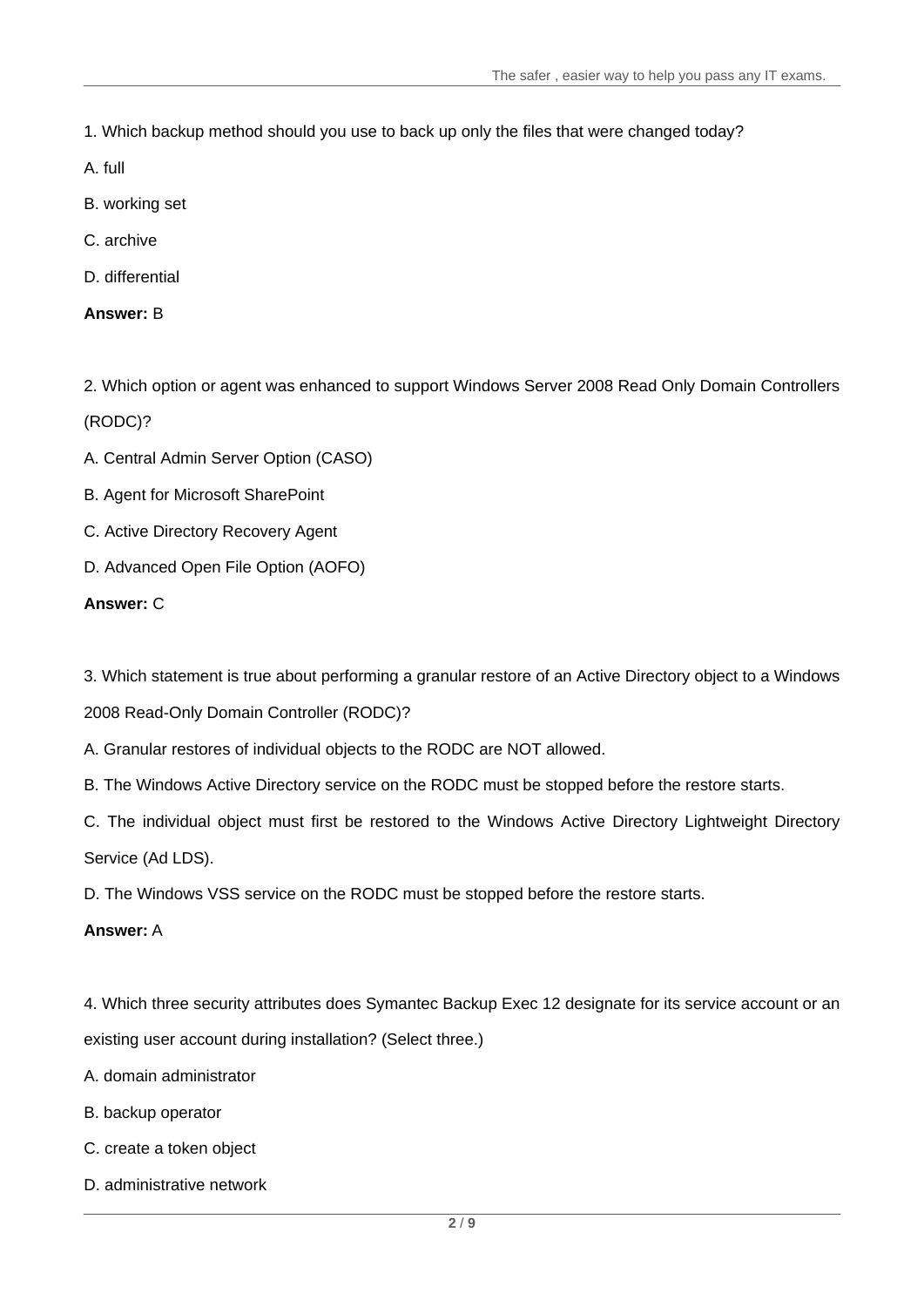1. Which backup method should you use to back up only the files that were changed today?

A. full

B. working set

C. archive

D. differential

**Answer:** B

2. Which option or agent was enhanced to support Windows Server 2008 Read Only Domain Controllers (RODC)?

A. Central Admin Server Option (CASO)

B. Agent for Microsoft SharePoint

C. Active Directory Recovery Agent

D. Advanced Open File Option (AOFO)

**Answer:** C

3. Which statement is true about performing a granular restore of an Active Directory object to a Windows 2008 Read-Only Domain Controller (RODC)?

A. Granular restores of individual objects to the RODC are NOT allowed.

B. The Windows Active Directory service on the RODC must be stopped before the restore starts.

C. The individual object must first be restored to the Windows Active Directory Lightweight Directory Service (Ad LDS).

D. The Windows VSS service on the RODC must be stopped before the restore starts.

**Answer:** A

4. Which three security attributes does Symantec Backup Exec 12 designate for its service account or an existing user account during installation? (Select three.)

A. domain administrator

B. backup operator

C. create a token object

D. administrative network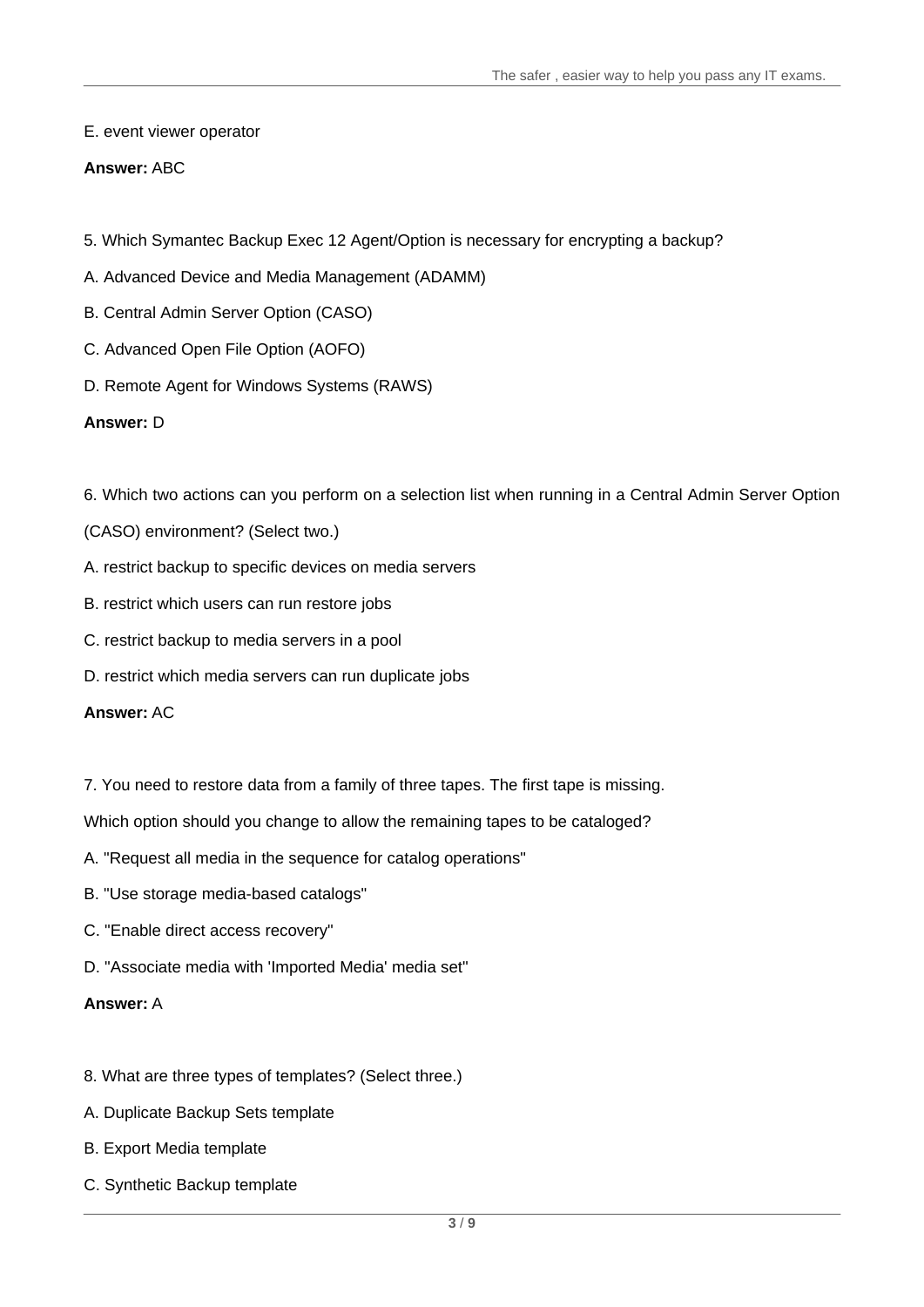E. event viewer operator

**Answer:** ABC

5. Which Symantec Backup Exec 12 Agent/Option is necessary for encrypting a backup?

A. Advanced Device and Media Management (ADAMM)

B. Central Admin Server Option (CASO)

C. Advanced Open File Option (AOFO)

D. Remote Agent for Windows Systems (RAWS)

**Answer:** D

6. Which two actions can you perform on a selection list when running in a Central Admin Server Option (CASO) environment? (Select two.)

A. restrict backup to specific devices on media servers

B. restrict which users can run restore jobs

C. restrict backup to media servers in a pool

D. restrict which media servers can run duplicate jobs

**Answer:** AC

7. You need to restore data from a family of three tapes. The first tape is missing.

Which option should you change to allow the remaining tapes to be cataloged?

A. "Request all media in the sequence for catalog operations"

B. "Use storage media-based catalogs"

C. "Enable direct access recovery"

D. "Associate media with 'Imported Media' media set"

**Answer:** A

8. What are three types of templates? (Select three.)

A. Duplicate Backup Sets template

B. Export Media template

C. Synthetic Backup template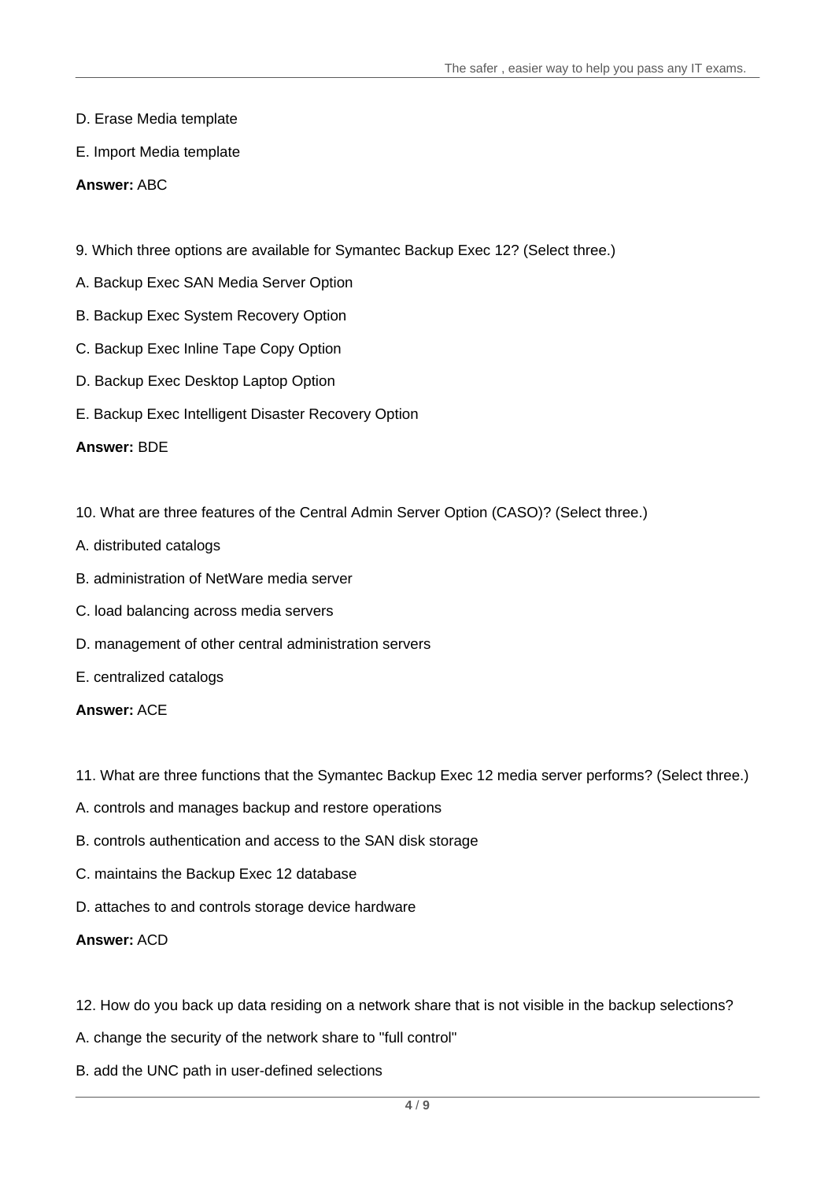D. Erase Media template

E. Import Media template

**Answer:** ABC

9. Which three options are available for Symantec Backup Exec 12? (Select three.)

A. Backup Exec SAN Media Server Option

B. Backup Exec System Recovery Option

C. Backup Exec Inline Tape Copy Option

D. Backup Exec Desktop Laptop Option

E. Backup Exec Intelligent Disaster Recovery Option

**Answer:** BDE

10. What are three features of the Central Admin Server Option (CASO)? (Select three.)

A. distributed catalogs

B. administration of NetWare media server

C. load balancing across media servers

D. management of other central administration servers

E. centralized catalogs

**Answer:** ACE

11. What are three functions that the Symantec Backup Exec 12 media server performs? (Select three.)

A. controls and manages backup and restore operations

B. controls authentication and access to the SAN disk storage

C. maintains the Backup Exec 12 database

D. attaches to and controls storage device hardware

**Answer:** ACD

12. How do you back up data residing on a network share that is not visible in the backup selections?

A. change the security of the network share to "full control"

B. add the UNC path in user-defined selections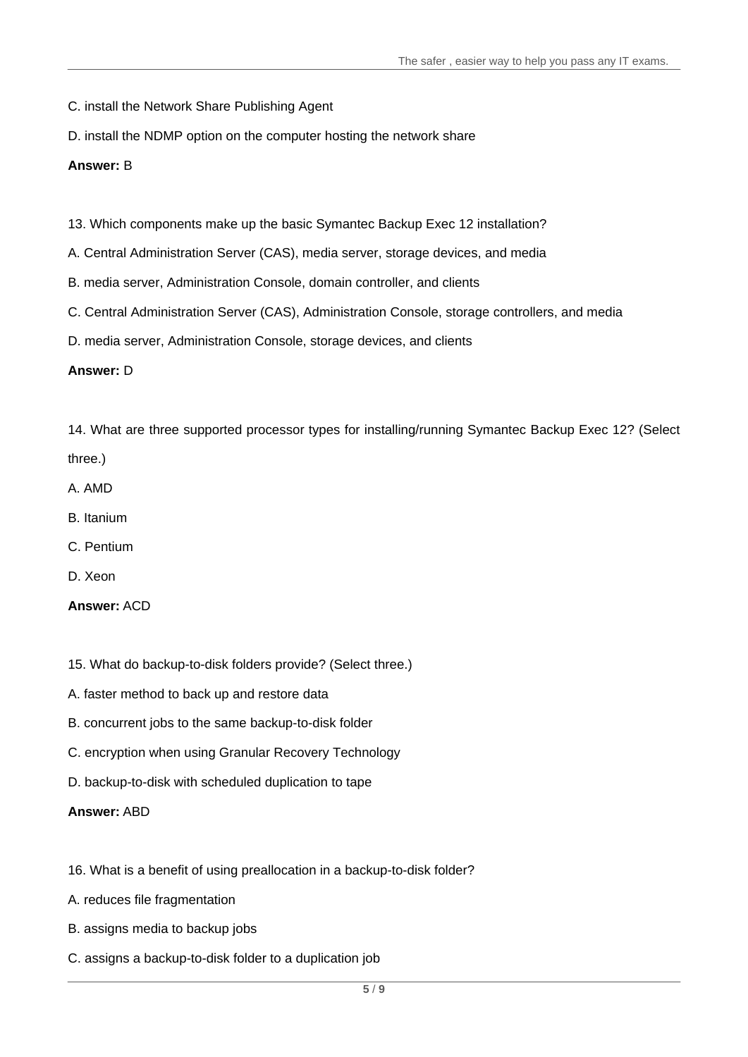C. install the Network Share Publishing Agent

D. install the NDMP option on the computer hosting the network share

**Answer:** B

13. Which components make up the basic Symantec Backup Exec 12 installation?

A. Central Administration Server (CAS), media server, storage devices, and media

B. media server, Administration Console, domain controller, and clients

C. Central Administration Server (CAS), Administration Console, storage controllers, and media

D. media server, Administration Console, storage devices, and clients

**Answer:** D

14. What are three supported processor types for installing/running Symantec Backup Exec 12? (Select three.)

A. AMD

B. Itanium

C. Pentium

D. Xeon

**Answer:** ACD

15. What do backup-to-disk folders provide? (Select three.)

A. faster method to back up and restore data

B. concurrent jobs to the same backup-to-disk folder

C. encryption when using Granular Recovery Technology

D. backup-to-disk with scheduled duplication to tape

**Answer:** ABD

16. What is a benefit of using preallocation in a backup-to-disk folder?

A. reduces file fragmentation

B. assigns media to backup jobs

C. assigns a backup-to-disk folder to a duplication job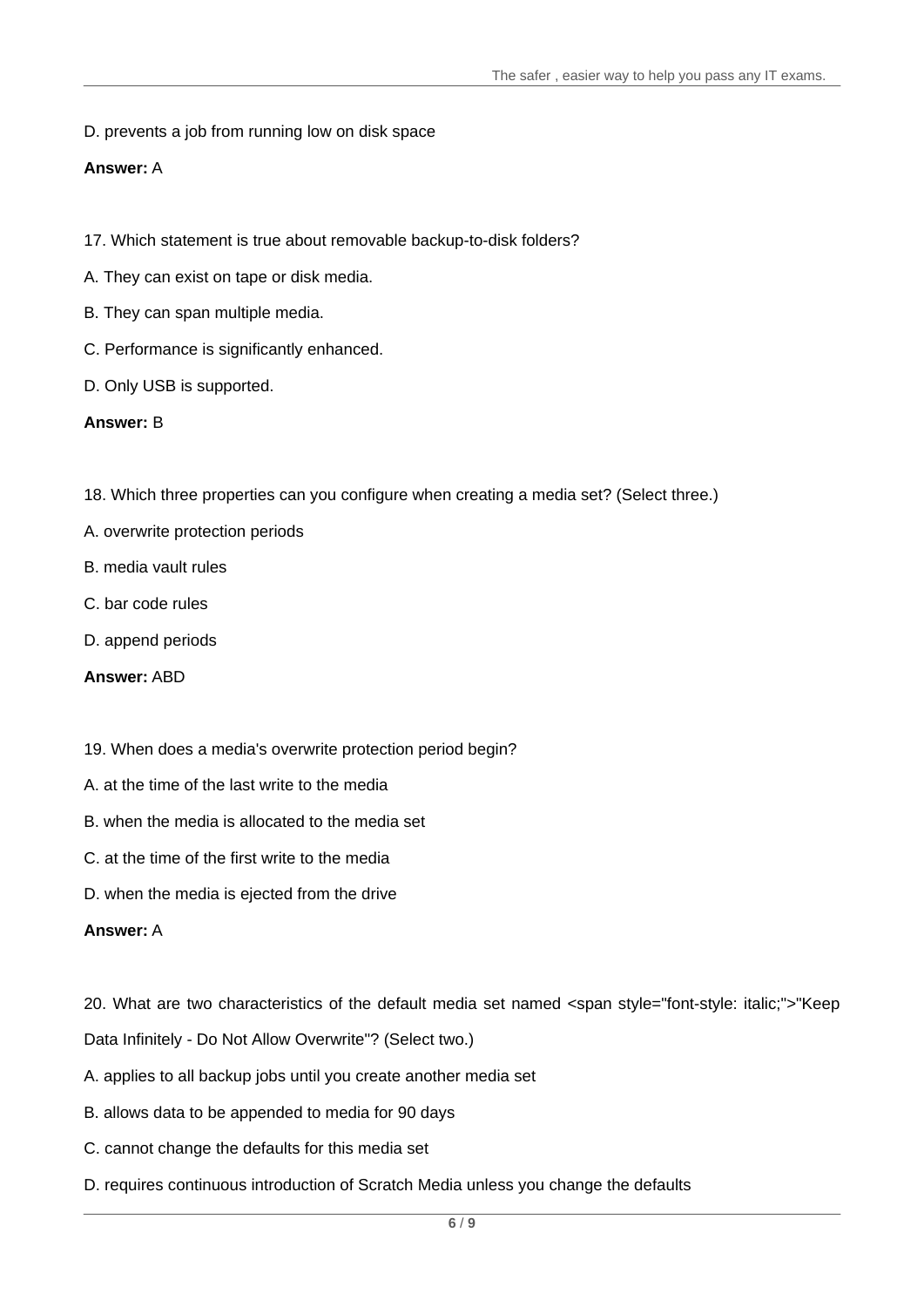D. prevents a job from running low on disk space

**Answer:** A

17. Which statement is true about removable backup-to-disk folders?

A. They can exist on tape or disk media.

B. They can span multiple media.

C. Performance is significantly enhanced.

D. Only USB is supported.

**Answer:** B

18. Which three properties can you configure when creating a media set? (Select three.)

A. overwrite protection periods

B. media vault rules

C. bar code rules

D. append periods

**Answer:** ABD

19. When does a media's overwrite protection period begin?

A. at the time of the last write to the media

B. when the media is allocated to the media set

C. at the time of the first write to the media

D. when the media is ejected from the drive

**Answer:** A

20. What are two characteristics of the default media set named <span style="font-style: italic;">"Keep Data Infinitely - Do Not Allow Overwrite"? (Select two.)

A. applies to all backup jobs until you create another media set

B. allows data to be appended to media for 90 days

C. cannot change the defaults for this media set

D. requires continuous introduction of Scratch Media unless you change the defaults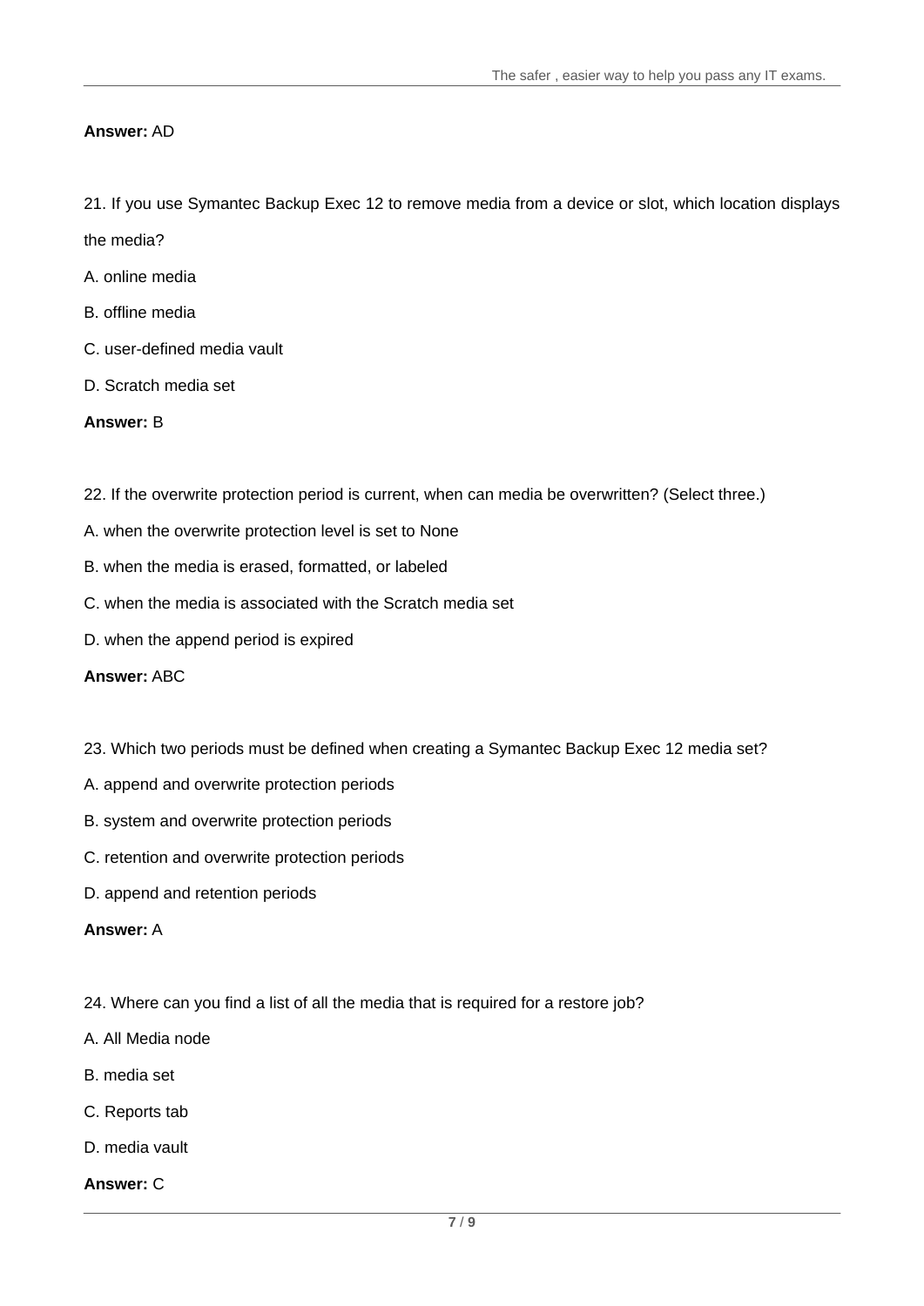**Answer:** AD

21. If you use Symantec Backup Exec 12 to remove media from a device or slot, which location displays the media?

A. online media

B. offline media

C. user-defined media vault

D. Scratch media set

**Answer:** B

22. If the overwrite protection period is current, when can media be overwritten? (Select three.)

A. when the overwrite protection level is set to None

B. when the media is erased, formatted, or labeled

C. when the media is associated with the Scratch media set

D. when the append period is expired

**Answer:** ABC

23. Which two periods must be defined when creating a Symantec Backup Exec 12 media set?

A. append and overwrite protection periods

B. system and overwrite protection periods

C. retention and overwrite protection periods

D. append and retention periods

**Answer:** A

24. Where can you find a list of all the media that is required for a restore job?

A. All Media node

B. media set

C. Reports tab

D. media vault

**Answer:** C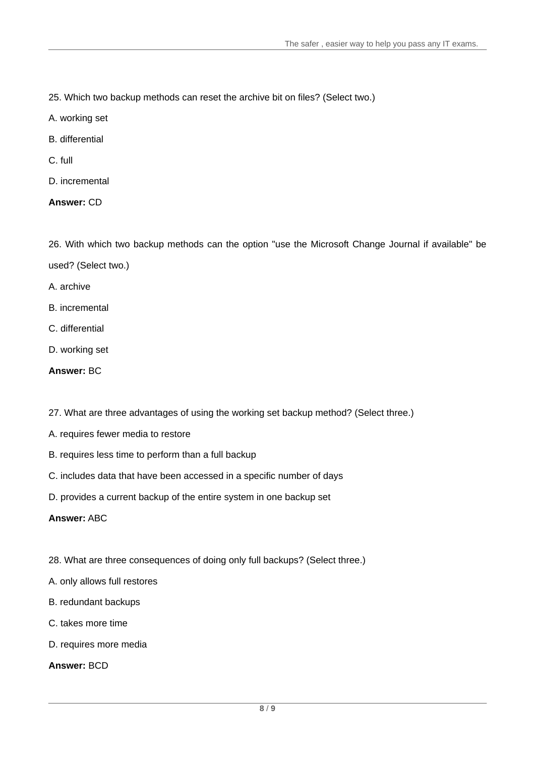25. Which two backup methods can reset the archive bit on files? (Select two.)

A. working set

B. differential

C. full

D. incremental

**Answer:** CD

26. With which two backup methods can the option "use the Microsoft Change Journal if available" be used? (Select two.)

A. archive

B. incremental

C. differential

D. working set

**Answer:** BC

27. What are three advantages of using the working set backup method? (Select three.)

A. requires fewer media to restore

B. requires less time to perform than a full backup

C. includes data that have been accessed in a specific number of days

D. provides a current backup of the entire system in one backup set

**Answer:** ABC

28. What are three consequences of doing only full backups? (Select three.)

A. only allows full restores

B. redundant backups

C. takes more time

D. requires more media

**Answer:** BCD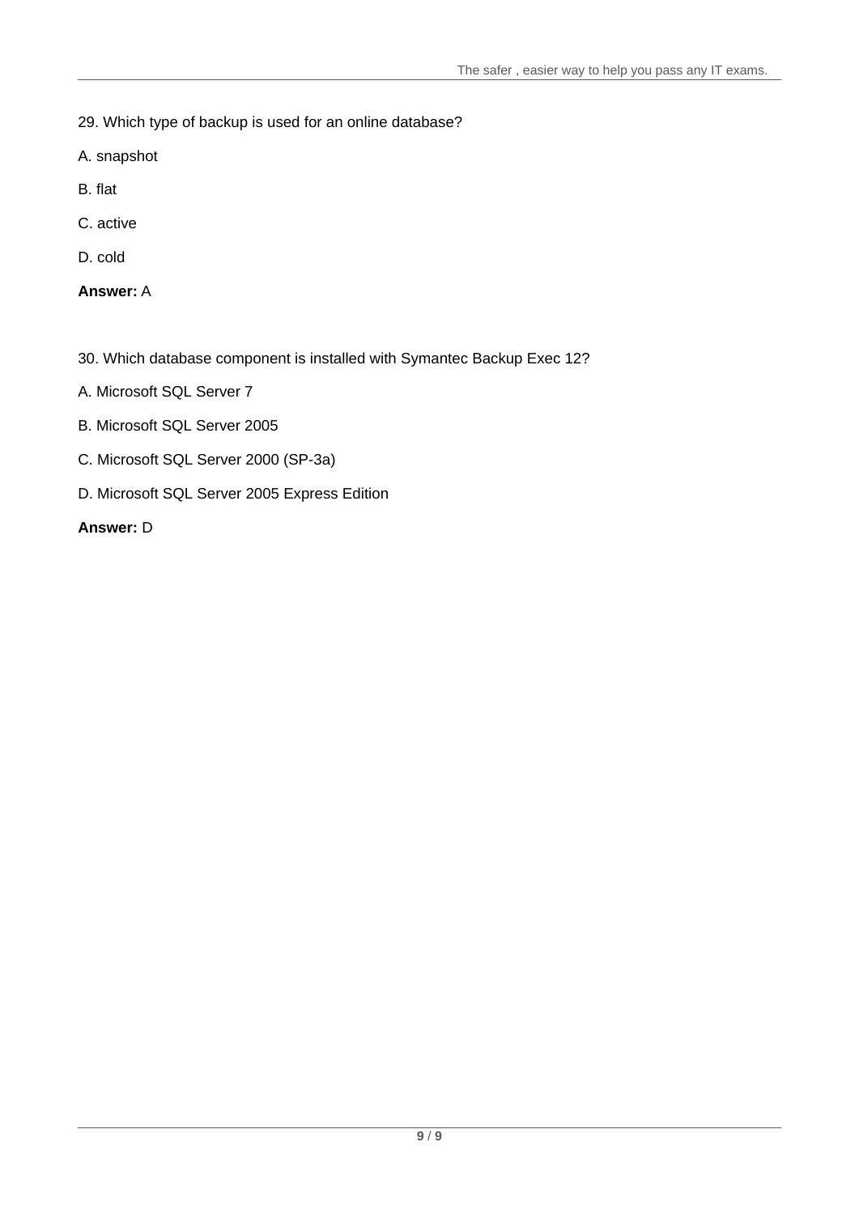29. Which type of backup is used for an online database?

A. snapshot

B. flat

C. active

D. cold

**Answer:** A

30. Which database component is installed with Symantec Backup Exec 12?

A. Microsoft SQL Server 7

B. Microsoft SQL Server 2005

C. Microsoft SQL Server 2000 (SP-3a)

D. Microsoft SQL Server 2005 Express Edition

**Answer:** D